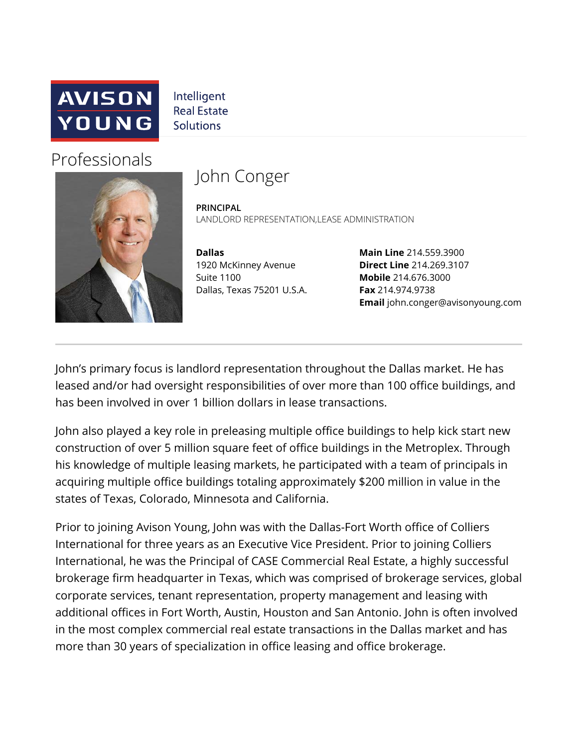AVISON YOUNG

Intelligent Real Estate Solutions

# Professionals

## John Conger

**PRINCIPAL**

LANDLORD REPRESENTATION,LEASE ADMINISTRATION

**Dallas**
1920 McKinney Avenue
Suite 1100
Dallas, Texas 75201 U.S.A.

**Main Line** 214.559.3900
**Direct Line** 214.269.3107
**Mobile** 214.676.3000
**Fax** 214.974.9738
**Email** john.conger@avisonyoung.com

---

John's primary focus is landlord representation throughout the Dallas market. He has leased and/or had oversight responsibilities of over more than 100 office buildings, and has been involved in over 1 billion dollars in lease transactions.

John also played a key role in preleasing multiple office buildings to help kick start new construction of over 5 million square feet of office buildings in the Metroplex. Through his knowledge of multiple leasing markets, he participated with a team of principals in acquiring multiple office buildings totaling approximately $200 million in value in the states of Texas, Colorado, Minnesota and California.

Prior to joining Avison Young, John was with the Dallas-Fort Worth office of Colliers International for three years as an Executive Vice President. Prior to joining Colliers International, he was the Principal of CASE Commercial Real Estate, a highly successful brokerage firm headquarter in Texas, which was comprised of brokerage services, global corporate services, tenant representation, property management and leasing with additional offices in Fort Worth, Austin, Houston and San Antonio. John is often involved in the most complex commercial real estate transactions in the Dallas market and has more than 30 years of specialization in office leasing and office brokerage.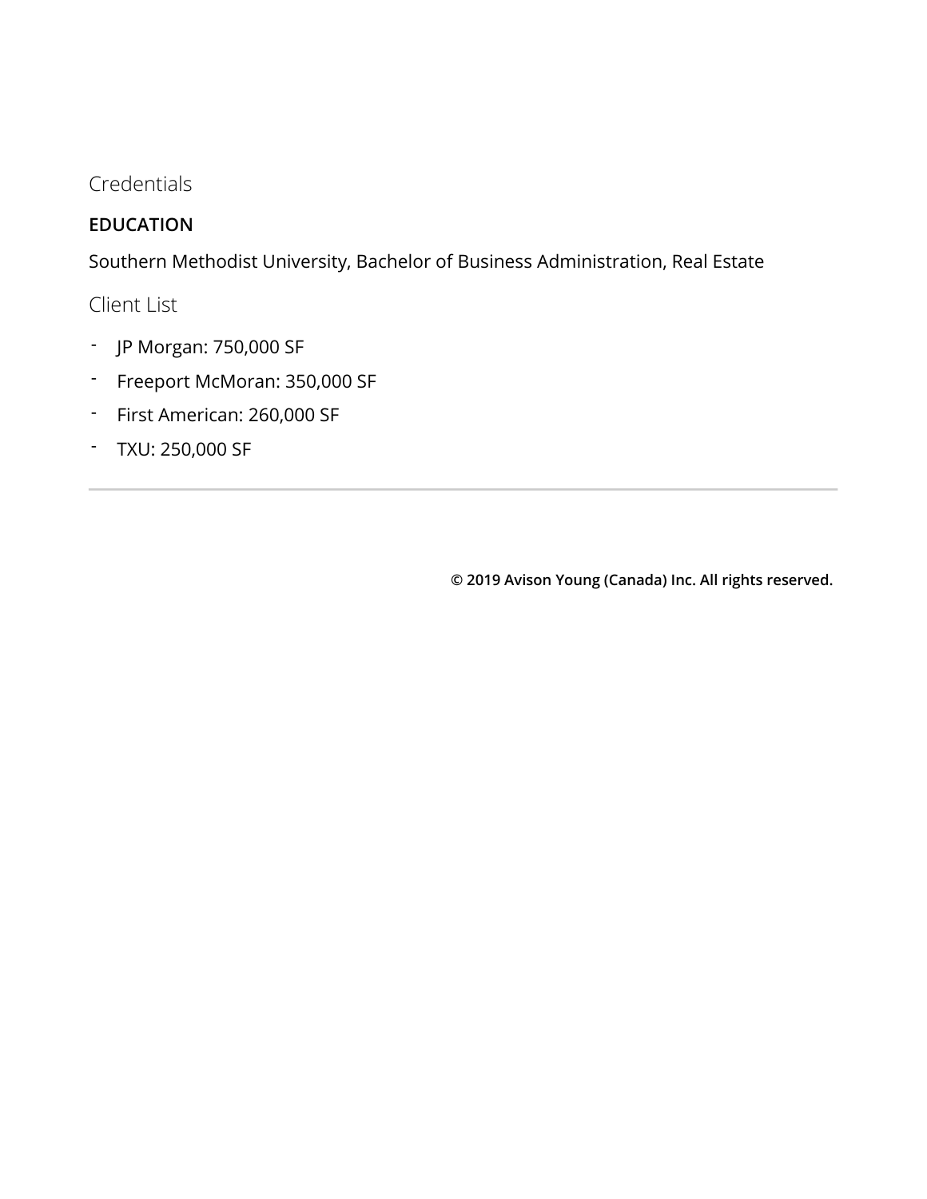## Credentials

**EDUCATION**

Southern Methodist University, Bachelor of Business Administration, Real Estate

## Client List

- JP Morgan: 750,000 SF
- Freeport McMoran: 350,000 SF
- First American: 260,000 SF
- TXU: 250,000 SF

---

**© 2019 Avison Young (Canada) Inc. All rights reserved.**